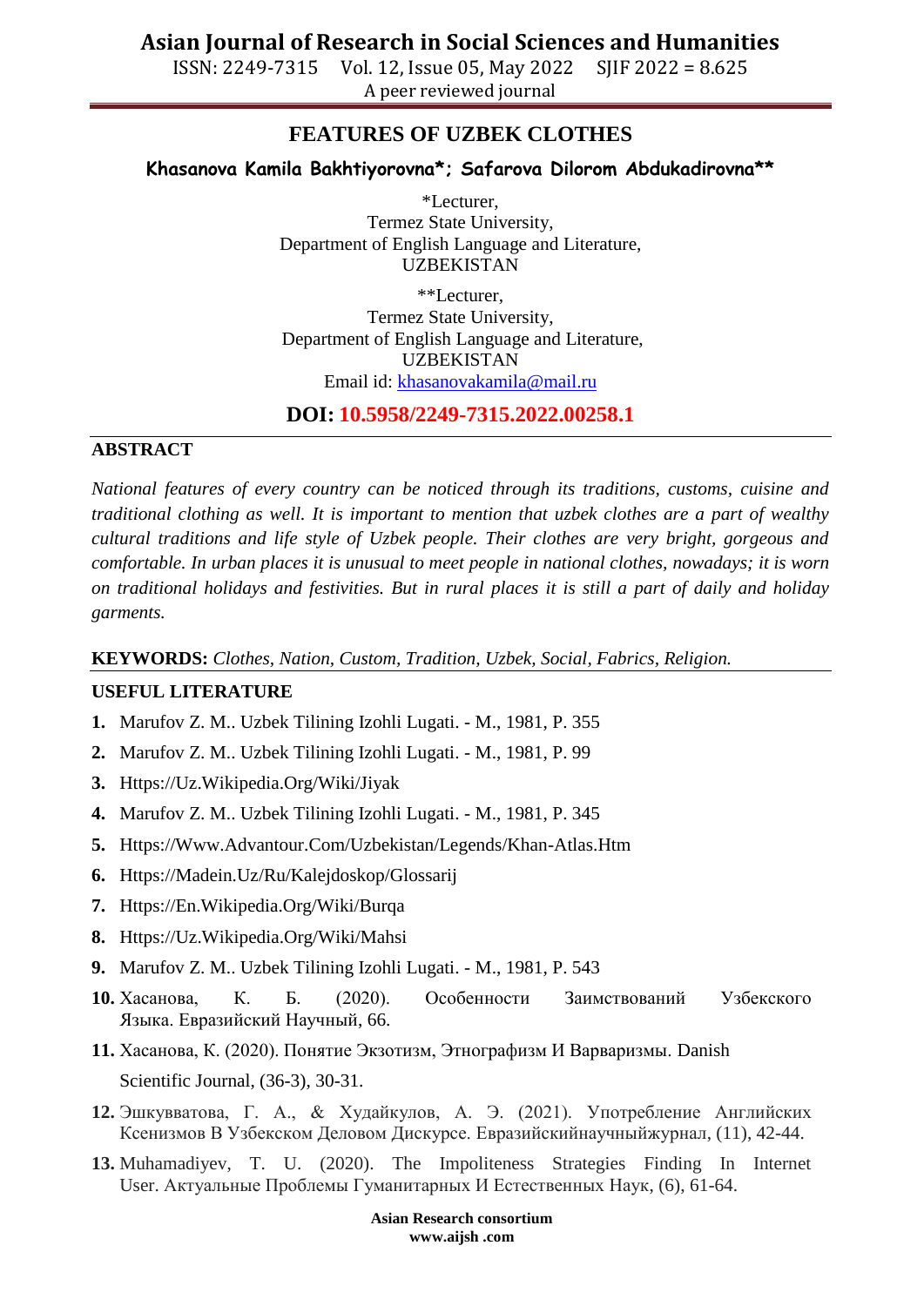# FEATURES OF UZBEK CLOTHES

**Khasanova Kamila Bakhtiyorovna\*; Safarova Dilorom Abdukadirovna\*\***

\*Lecturer,
Termez State University,
Department of English Language and Literature,
UZBEKISTAN

\*\*Lecturer,
Termez State University,
Department of English Language and Literature,
UZBEKISTAN
Email id: khasanovakamila@mail.ru

**DOI: 10.5958/2249-7315.2022.00258.1**

## ABSTRACT

*National features of every country can be noticed through its traditions, customs, cuisine and traditional clothing as well. It is important to mention that uzbek clothes are a part of wealthy cultural traditions and life style of Uzbek people. Their clothes are very bright, gorgeous and comfortable. In urban places it is unusual to meet people in national clothes, nowadays; it is worn on traditional holidays and festivities. But in rural places it is still a part of daily and holiday garments.*

**KEYWORDS:** *Clothes, Nation, Custom, Tradition, Uzbek, Social, Fabrics, Religion.*

## USEFUL LITERATURE

1. Marufov Z. M.. Uzbek Tilining Izohli Lugati. - M., 1981, P. 355
2. Marufov Z. M.. Uzbek Tilining Izohli Lugati. - M., 1981, P. 99
3. Https://Uz.Wikipedia.Org/Wiki/Jiyak
4. Marufov Z. M.. Uzbek Tilining Izohli Lugati. - M., 1981, P. 345
5. Https://Www.Advantour.Com/Uzbekistan/Legends/Khan-Atlas.Htm
6. Https://Madein.Uz/Ru/Kalejdoskop/Glossarij
7. Https://En.Wikipedia.Org/Wiki/Burqa
8. Https://Uz.Wikipedia.Org/Wiki/Mahsi
9. Marufov Z. M.. Uzbek Tilining Izohli Lugati. - M., 1981, P. 543
10. Хасанова, К. Б. (2020). Особенности Заимствований Узбекского Языка. Евразийский Научный, 66.
11. Хасанова, К. (2020). Понятие Экзотизм, Этнографизм И Варваризмы. Danish Scientific Journal, (36-3), 30-31.
12. Эшкувватова, Г. А., & Худайкулов, А. Э. (2021). Употребление Английских Ксенизмов В Узбекском Деловом Дискурсе. Евразийскийнаучныйжурнал, (11), 42-44.
13. Muhamadiyev, T. U. (2020). The Impoliteness Strategies Finding In Internet User. Актуальные Проблемы Гуманитарных И Естественных Наук, (6), 61-64.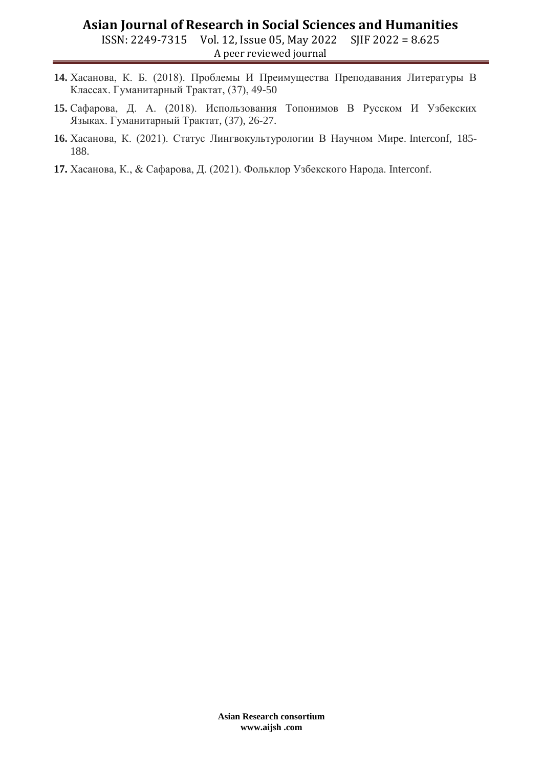14. Хасанова, К. Б. (2018). Проблемы И Преимущества Преподавания Литературы В Классах. Гуманитарный Трактат, (37), 49-50
15. Сафарова, Д. А. (2018). Использования Топонимов В Русском И Узбекских Языках. Гуманитарный Трактат, (37), 26-27.
16. Хасанова, К. (2021). Статус Лингвокультурологии В Научном Мире. Interconf, 185-188.
17. Хасанова, К., & Сафарова, Д. (2021). Фольклор Узбекского Народа. Interconf.